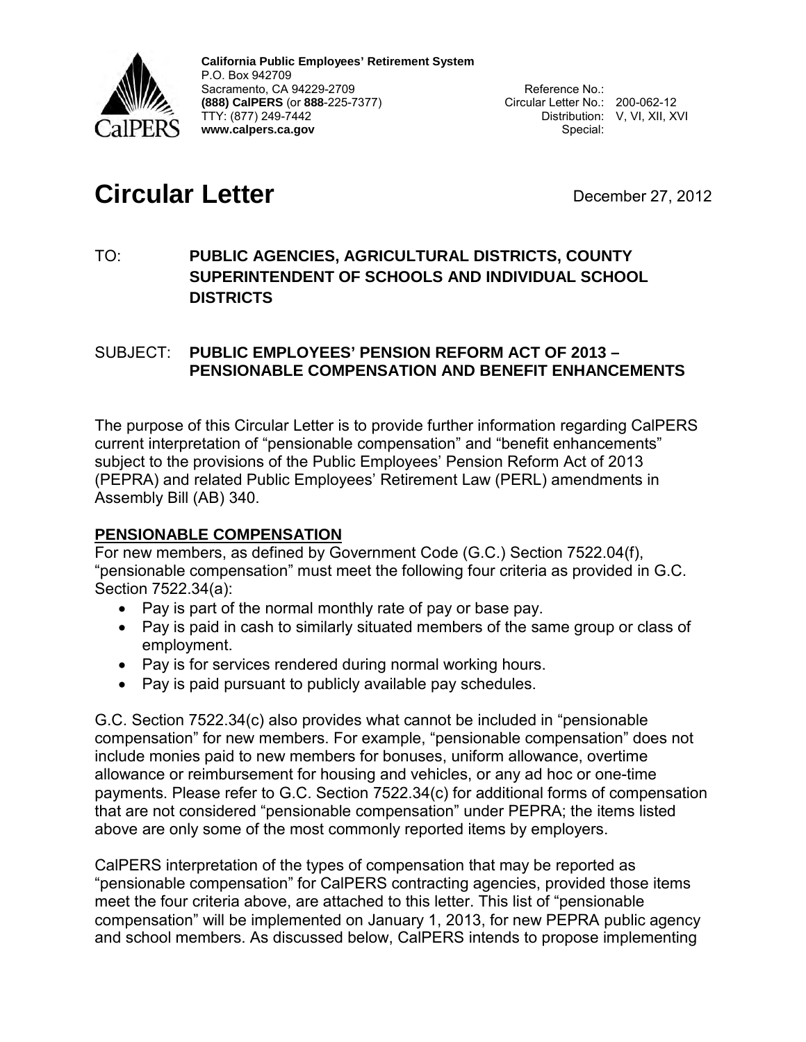**California Public Employees' Retirement System**
P.O. Box 942709
Sacramento, CA 94229-2709
**(888) CalPERS** (or **888**-225-7377)
TTY: (877) 249-7442
**www.calpers.ca.gov**

Reference No.:
Circular Letter No.: 200-062-12
Distribution: V, VI, XII, XVI
Special:

# Circular Letter

December 27, 2012

TO: **PUBLIC AGENCIES, AGRICULTURAL DISTRICTS, COUNTY SUPERINTENDENT OF SCHOOLS AND INDIVIDUAL SCHOOL DISTRICTS**

SUBJECT: **PUBLIC EMPLOYEES' PENSION REFORM ACT OF 2013 – PENSIONABLE COMPENSATION AND BENEFIT ENHANCEMENTS**

The purpose of this Circular Letter is to provide further information regarding CalPERS current interpretation of "pensionable compensation" and "benefit enhancements" subject to the provisions of the Public Employees' Pension Reform Act of 2013 (PEPRA) and related Public Employees' Retirement Law (PERL) amendments in Assembly Bill (AB) 340.

## PENSIONABLE COMPENSATION

For new members, as defined by Government Code (G.C.) Section 7522.04(f), "pensionable compensation" must meet the following four criteria as provided in G.C. Section 7522.34(a):

- Pay is part of the normal monthly rate of pay or base pay.
- Pay is paid in cash to similarly situated members of the same group or class of employment.
- Pay is for services rendered during normal working hours.
- Pay is paid pursuant to publicly available pay schedules.

G.C. Section 7522.34(c) also provides what cannot be included in "pensionable compensation" for new members. For example, "pensionable compensation" does not include monies paid to new members for bonuses, uniform allowance, overtime allowance or reimbursement for housing and vehicles, or any ad hoc or one-time payments. Please refer to G.C. Section 7522.34(c) for additional forms of compensation that are not considered "pensionable compensation" under PEPRA; the items listed above are only some of the most commonly reported items by employers.

CalPERS interpretation of the types of compensation that may be reported as "pensionable compensation" for CalPERS contracting agencies, provided those items meet the four criteria above, are attached to this letter. This list of "pensionable compensation" will be implemented on January 1, 2013, for new PEPRA public agency and school members. As discussed below, CalPERS intends to propose implementing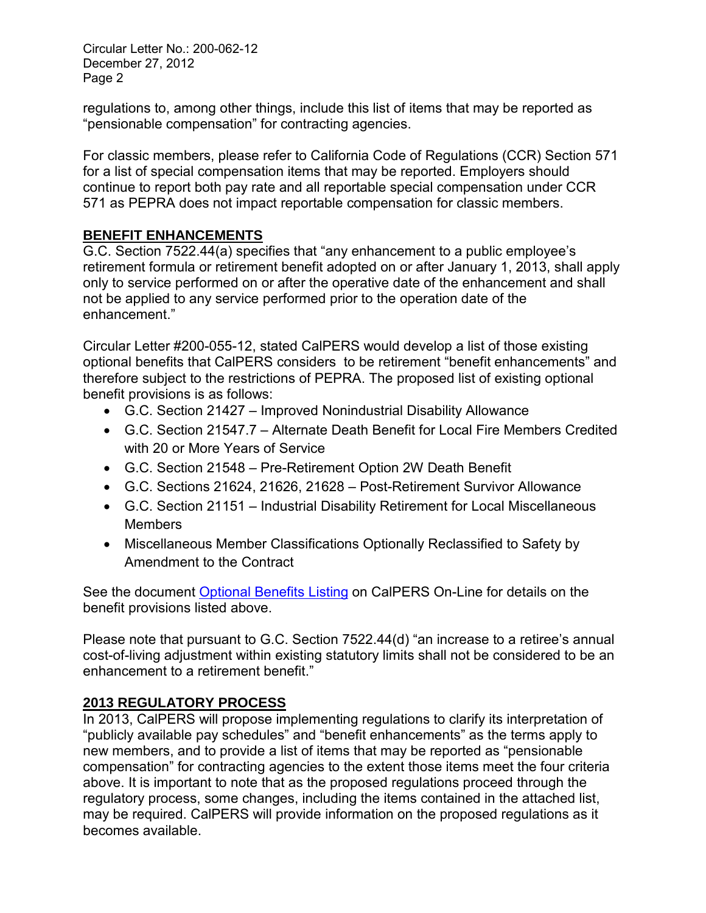regulations to, among other things, include this list of items that may be reported as "pensionable compensation" for contracting agencies.

For classic members, please refer to California Code of Regulations (CCR) Section 571 for a list of special compensation items that may be reported. Employers should continue to report both pay rate and all reportable special compensation under CCR 571 as PEPRA does not impact reportable compensation for classic members.

## BENEFIT ENHANCEMENTS

G.C. Section 7522.44(a) specifies that "any enhancement to a public employee's retirement formula or retirement benefit adopted on or after January 1, 2013, shall apply only to service performed on or after the operative date of the enhancement and shall not be applied to any service performed prior to the operation date of the enhancement."

Circular Letter #200-055-12, stated CalPERS would develop a list of those existing optional benefits that CalPERS considers to be retirement "benefit enhancements" and therefore subject to the restrictions of PEPRA. The proposed list of existing optional benefit provisions is as follows:

- G.C. Section 21427 – Improved Nonindustrial Disability Allowance
- G.C. Section 21547.7 – Alternate Death Benefit for Local Fire Members Credited with 20 or More Years of Service
- G.C. Section 21548 – Pre-Retirement Option 2W Death Benefit
- G.C. Sections 21624, 21626, 21628 – Post-Retirement Survivor Allowance
- G.C. Section 21151 – Industrial Disability Retirement for Local Miscellaneous Members
- Miscellaneous Member Classifications Optionally Reclassified to Safety by Amendment to the Contract

See the document Optional Benefits Listing on CalPERS On-Line for details on the benefit provisions listed above.

Please note that pursuant to G.C. Section 7522.44(d) "an increase to a retiree's annual cost-of-living adjustment within existing statutory limits shall not be considered to be an enhancement to a retirement benefit."

## 2013 REGULATORY PROCESS

In 2013, CalPERS will propose implementing regulations to clarify its interpretation of "publicly available pay schedules" and "benefit enhancements" as the terms apply to new members, and to provide a list of items that may be reported as "pensionable compensation" for contracting agencies to the extent those items meet the four criteria above. It is important to note that as the proposed regulations proceed through the regulatory process, some changes, including the items contained in the attached list, may be required. CalPERS will provide information on the proposed regulations as it becomes available.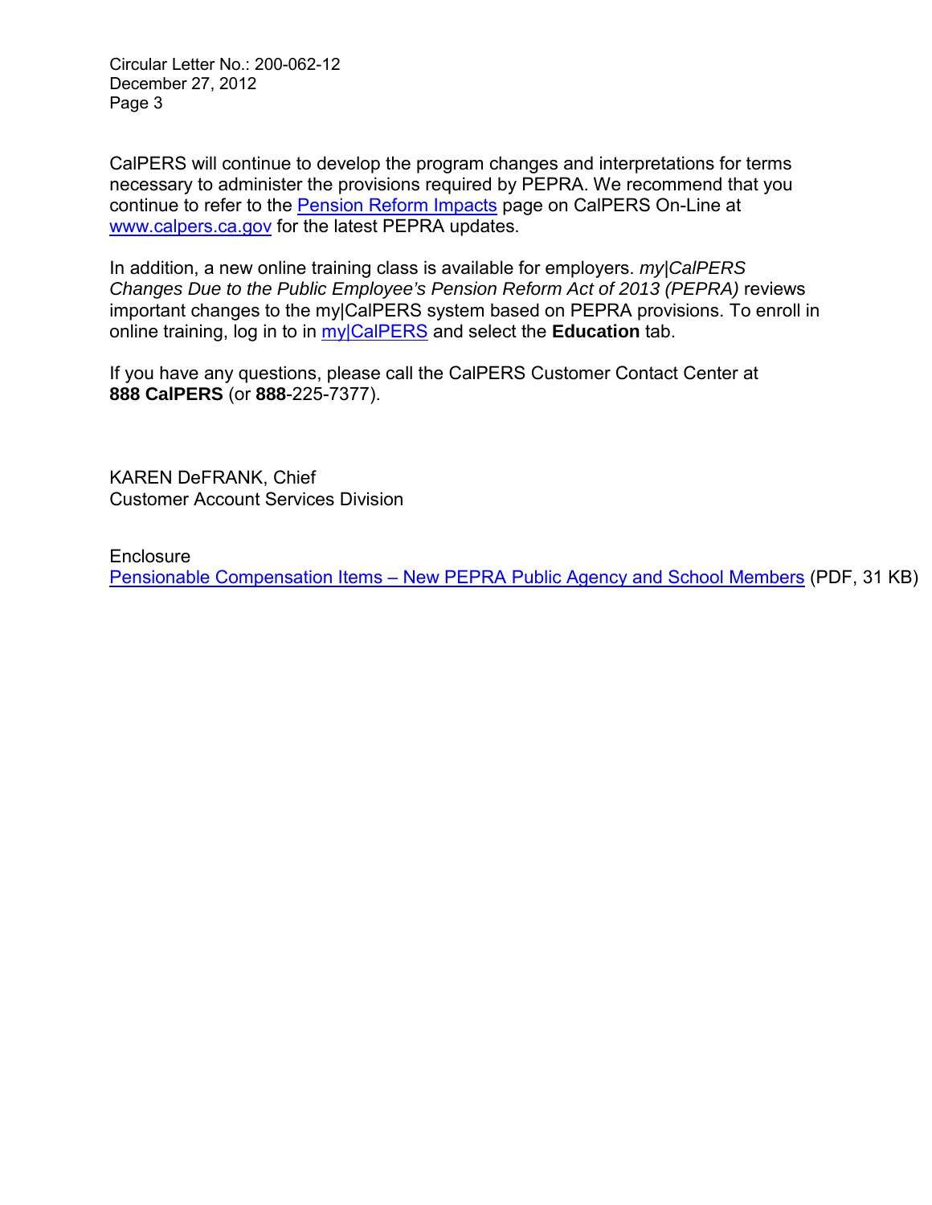CalPERS will continue to develop the program changes and interpretations for terms necessary to administer the provisions required by PEPRA. We recommend that you continue to refer to the Pension Reform Impacts page on CalPERS On-Line at www.calpers.ca.gov for the latest PEPRA updates.

In addition, a new online training class is available for employers. *my|CalPERS Changes Due to the Public Employee's Pension Reform Act of 2013 (PEPRA)* reviews important changes to the my|CalPERS system based on PEPRA provisions. To enroll in online training, log in to in my|CalPERS and select the **Education** tab.

If you have any questions, please call the CalPERS Customer Contact Center at **888 CalPERS** (or **888**-225-7377).

KAREN DeFRANK, Chief
Customer Account Services Division

Enclosure
Pensionable Compensation Items – New PEPRA Public Agency and School Members (PDF, 31 KB)